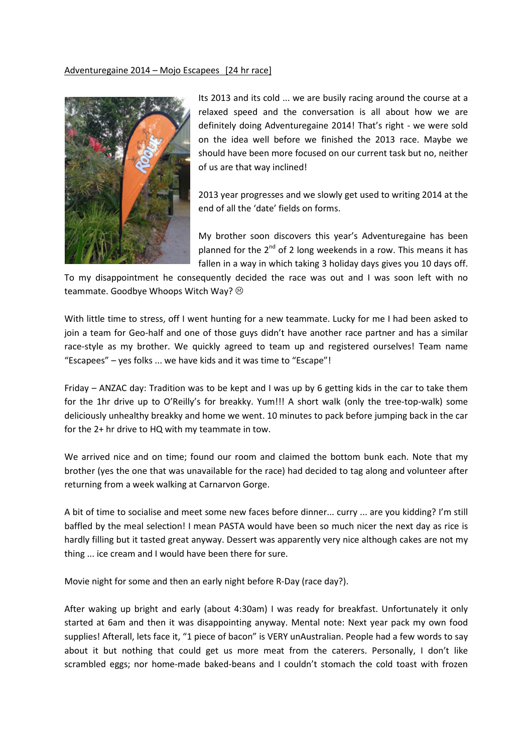Adventuregaine 2014 – Mojo Escapees [24 hr race]

Its 2013 and its cold ... we are busily racing around the course at a relaxed speed and the conversation is all about how we are definitely doing Adventuregaine 2014! That's right - we were sold on the idea well before we finished the 2013 race. Maybe we should have been more focused on our current task but no, neither of us are that way inclined!

2013 year progresses and we slowly get used to writing 2014 at the end of all the 'date' fields on forms.

My brother soon discovers this year's Adventuregaine has been planned for the 2nd of 2 long weekends in a row. This means it has fallen in a way in which taking 3 holiday days gives you 10 days off. To my disappointment he consequently decided the race was out and I was soon left with no teammate. Goodbye Whoops Witch Way? ☹

With little time to stress, off I went hunting for a new teammate. Lucky for me I had been asked to join a team for Geo-half and one of those guys didn't have another race partner and has a similar race-style as my brother. We quickly agreed to team up and registered ourselves! Team name "Escapees" – yes folks ... we have kids and it was time to "Escape"!

Friday – ANZAC day: Tradition was to be kept and I was up by 6 getting kids in the car to take them for the 1hr drive up to O'Reilly's for breakky. Yum!!! A short walk (only the tree-top-walk) some deliciously unhealthy breakky and home we went. 10 minutes to pack before jumping back in the car for the 2+ hr drive to HQ with my teammate in tow.

We arrived nice and on time; found our room and claimed the bottom bunk each. Note that my brother (yes the one that was unavailable for the race) had decided to tag along and volunteer after returning from a week walking at Carnarvon Gorge.

A bit of time to socialise and meet some new faces before dinner... curry ... are you kidding? I'm still baffled by the meal selection! I mean PASTA would have been so much nicer the next day as rice is hardly filling but it tasted great anyway. Dessert was apparently very nice although cakes are not my thing ... ice cream and I would have been there for sure.

Movie night for some and then an early night before R-Day (race day?).

After waking up bright and early (about 4:30am) I was ready for breakfast. Unfortunately it only started at 6am and then it was disappointing anyway. Mental note: Next year pack my own food supplies! Afterall, lets face it, "1 piece of bacon" is VERY unAustralian. People had a few words to say about it but nothing that could get us more meat from the caterers. Personally, I don't like scrambled eggs; nor home-made baked-beans and I couldn't stomach the cold toast with frozen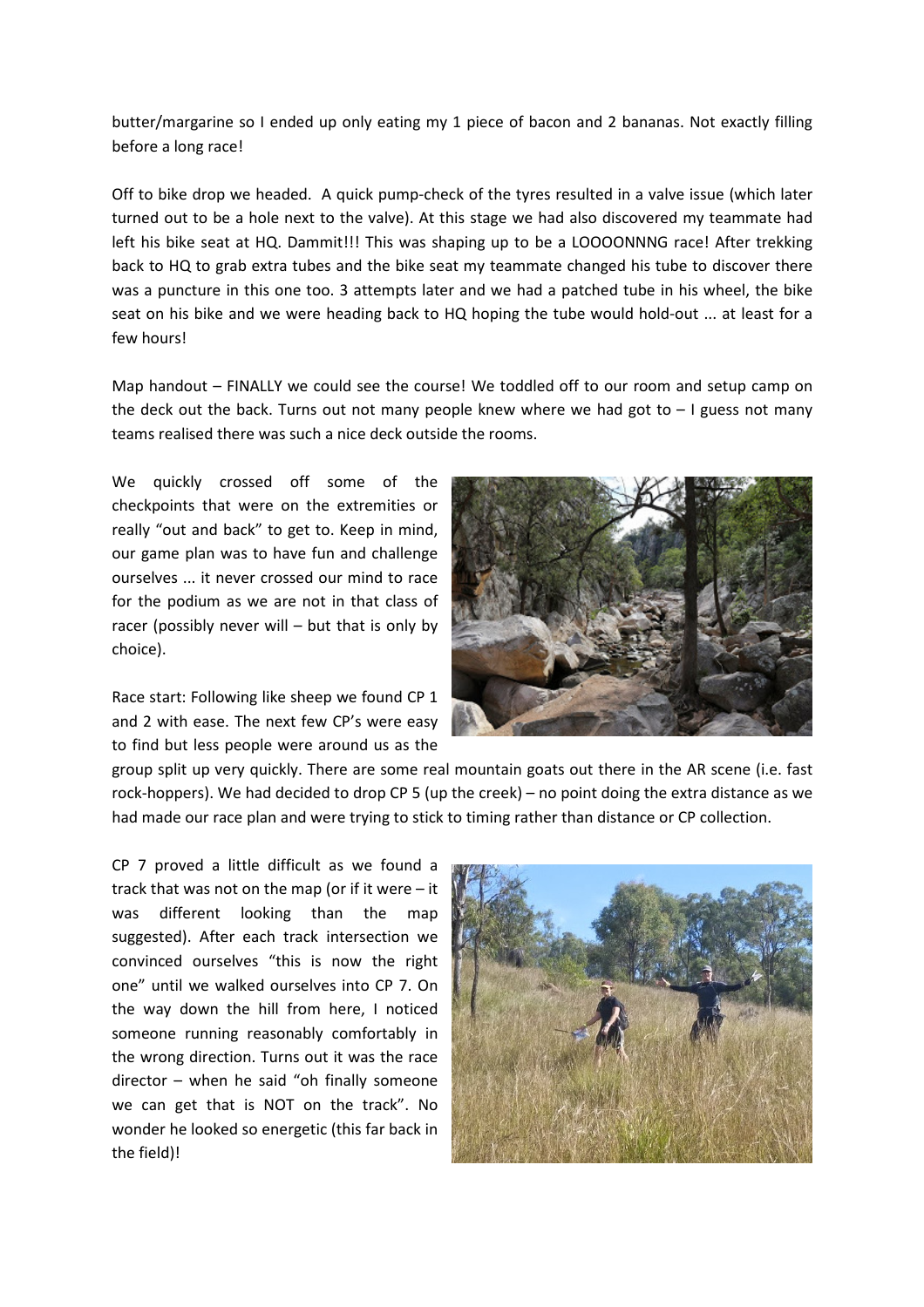butter/margarine so I ended up only eating my 1 piece of bacon and 2 bananas. Not exactly filling before a long race!

Off to bike drop we headed. A quick pump-check of the tyres resulted in a valve issue (which later turned out to be a hole next to the valve). At this stage we had also discovered my teammate had left his bike seat at HQ. Dammit!!! This was shaping up to be a LOOOONNNG race! After trekking back to HQ to grab extra tubes and the bike seat my teammate changed his tube to discover there was a puncture in this one too. 3 attempts later and we had a patched tube in his wheel, the bike seat on his bike and we were heading back to HQ hoping the tube would hold-out ... at least for a few hours!

Map handout – FINALLY we could see the course! We toddled off to our room and setup camp on the deck out the back. Turns out not many people knew where we had got to – I guess not many teams realised there was such a nice deck outside the rooms.

We quickly crossed off some of the checkpoints that were on the extremities or really "out and back" to get to. Keep in mind, our game plan was to have fun and challenge ourselves ... it never crossed our mind to race for the podium as we are not in that class of racer (possibly never will – but that is only by choice).

Race start: Following like sheep we found CP 1 and 2 with ease. The next few CP's were easy to find but less people were around us as the group split up very quickly. There are some real mountain goats out there in the AR scene (i.e. fast rock-hoppers). We had decided to drop CP 5 (up the creek) – no point doing the extra distance as we had made our race plan and were trying to stick to timing rather than distance or CP collection.

CP 7 proved a little difficult as we found a track that was not on the map (or if it were – it was different looking than the map suggested). After each track intersection we convinced ourselves "this is now the right one" until we walked ourselves into CP 7. On the way down the hill from here, I noticed someone running reasonably comfortably in the wrong direction. Turns out it was the race director – when he said "oh finally someone we can get that is NOT on the track". No wonder he looked so energetic (this far back in the field)!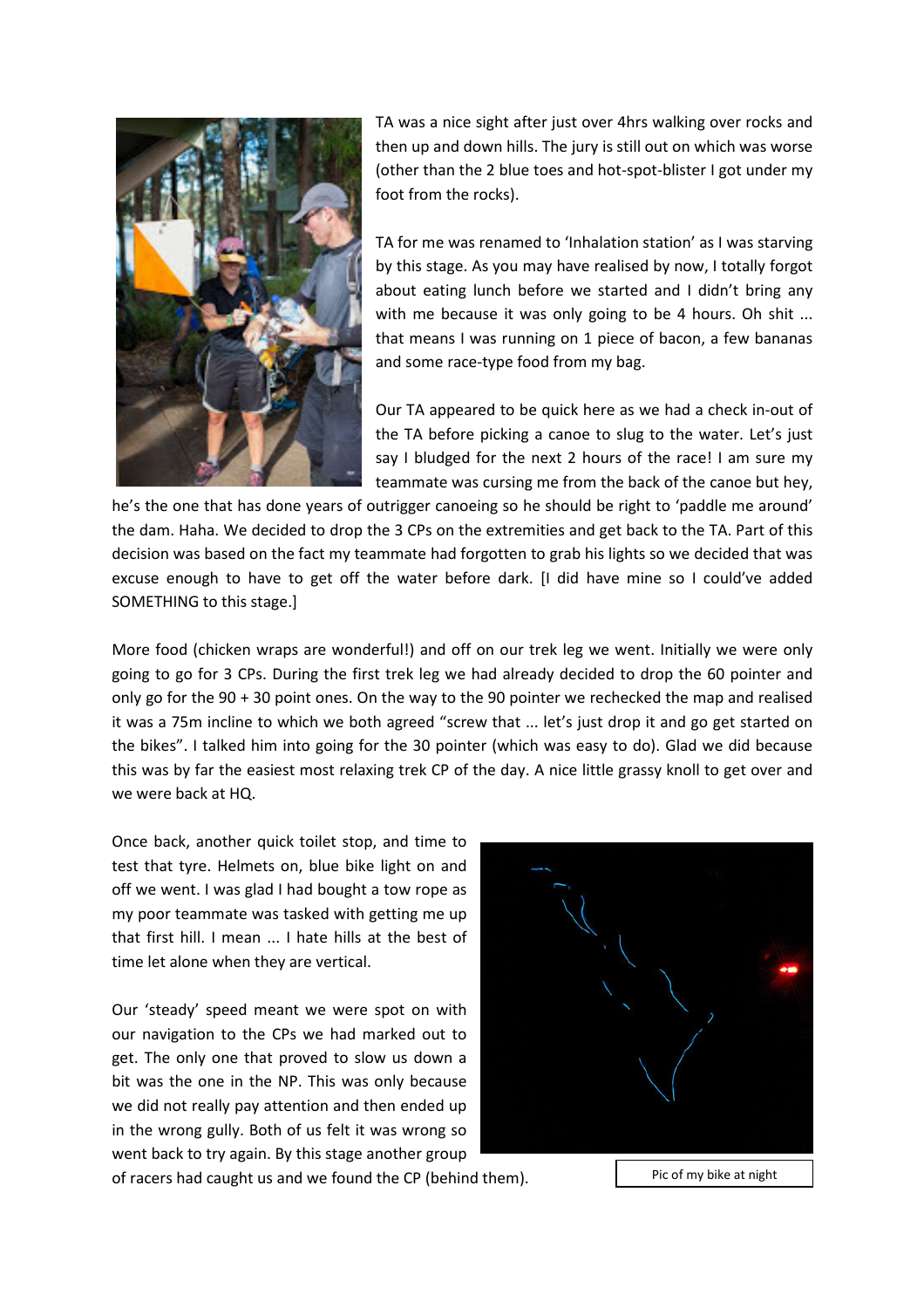TA was a nice sight after just over 4hrs walking over rocks and then up and down hills. The jury is still out on which was worse (other than the 2 blue toes and hot-spot-blister I got under my foot from the rocks).

TA for me was renamed to 'Inhalation station' as I was starving by this stage. As you may have realised by now, I totally forgot about eating lunch before we started and I didn't bring any with me because it was only going to be 4 hours. Oh shit ... that means I was running on 1 piece of bacon, a few bananas and some race-type food from my bag.

Our TA appeared to be quick here as we had a check in-out of the TA before picking a canoe to slug to the water. Let's just say I bludged for the next 2 hours of the race! I am sure my teammate was cursing me from the back of the canoe but hey, he's the one that has done years of outrigger canoeing so he should be right to 'paddle me around' the dam. Haha. We decided to drop the 3 CPs on the extremities and get back to the TA. Part of this decision was based on the fact my teammate had forgotten to grab his lights so we decided that was excuse enough to have to get off the water before dark. [I did have mine so I could've added SOMETHING to this stage.]

More food (chicken wraps are wonderful!) and off on our trek leg we went. Initially we were only going to go for 3 CPs. During the first trek leg we had already decided to drop the 60 pointer and only go for the 90 + 30 point ones. On the way to the 90 pointer we rechecked the map and realised it was a 75m incline to which we both agreed "screw that ... let's just drop it and go get started on the bikes". I talked him into going for the 30 pointer (which was easy to do). Glad we did because this was by far the easiest most relaxing trek CP of the day. A nice little grassy knoll to get over and we were back at HQ.

Once back, another quick toilet stop, and time to test that tyre. Helmets on, blue bike light on and off we went. I was glad I had bought a tow rope as my poor teammate was tasked with getting me up that first hill. I mean ... I hate hills at the best of time let alone when they are vertical.

Our 'steady' speed meant we were spot on with our navigation to the CPs we had marked out to get. The only one that proved to slow us down a bit was the one in the NP. This was only because we did not really pay attention and then ended up in the wrong gully. Both of us felt it was wrong so went back to try again. By this stage another group of racers had caught us and we found the CP (behind them).

Pic of my bike at night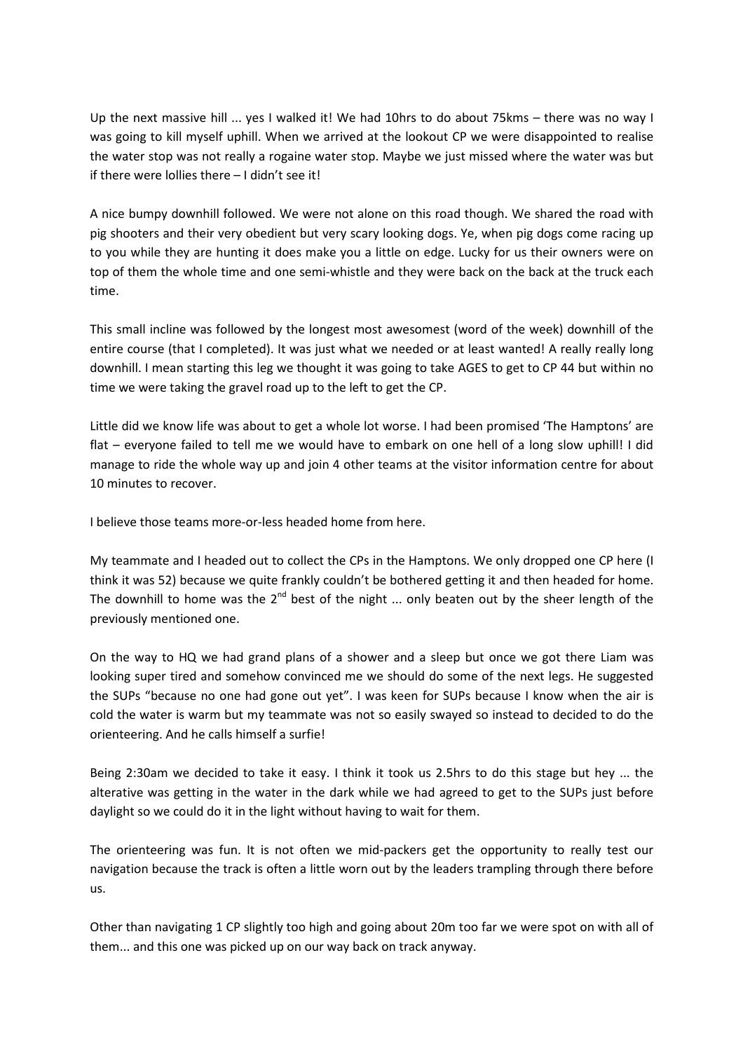Up the next massive hill ... yes I walked it! We had 10hrs to do about 75kms – there was no way I was going to kill myself uphill. When we arrived at the lookout CP we were disappointed to realise the water stop was not really a rogaine water stop. Maybe we just missed where the water was but if there were lollies there – I didn't see it!

A nice bumpy downhill followed. We were not alone on this road though. We shared the road with pig shooters and their very obedient but very scary looking dogs. Ye, when pig dogs come racing up to you while they are hunting it does make you a little on edge. Lucky for us their owners were on top of them the whole time and one semi-whistle and they were back on the back at the truck each time.

This small incline was followed by the longest most awesomest (word of the week) downhill of the entire course (that I completed). It was just what we needed or at least wanted! A really really long downhill. I mean starting this leg we thought it was going to take AGES to get to CP 44 but within no time we were taking the gravel road up to the left to get the CP.

Little did we know life was about to get a whole lot worse. I had been promised 'The Hamptons' are flat – everyone failed to tell me we would have to embark on one hell of a long slow uphill! I did manage to ride the whole way up and join 4 other teams at the visitor information centre for about 10 minutes to recover.

I believe those teams more-or-less headed home from here.

My teammate and I headed out to collect the CPs in the Hamptons. We only dropped one CP here (I think it was 52) because we quite frankly couldn't be bothered getting it and then headed for home. The downhill to home was the 2nd best of the night ... only beaten out by the sheer length of the previously mentioned one.

On the way to HQ we had grand plans of a shower and a sleep but once we got there Liam was looking super tired and somehow convinced me we should do some of the next legs. He suggested the SUPs "because no one had gone out yet". I was keen for SUPs because I know when the air is cold the water is warm but my teammate was not so easily swayed so instead to decided to do the orienteering. And he calls himself a surfie!

Being 2:30am we decided to take it easy. I think it took us 2.5hrs to do this stage but hey ... the alterative was getting in the water in the dark while we had agreed to get to the SUPs just before daylight so we could do it in the light without having to wait for them.

The orienteering was fun. It is not often we mid-packers get the opportunity to really test our navigation because the track is often a little worn out by the leaders trampling through there before us.

Other than navigating 1 CP slightly too high and going about 20m too far we were spot on with all of them... and this one was picked up on our way back on track anyway.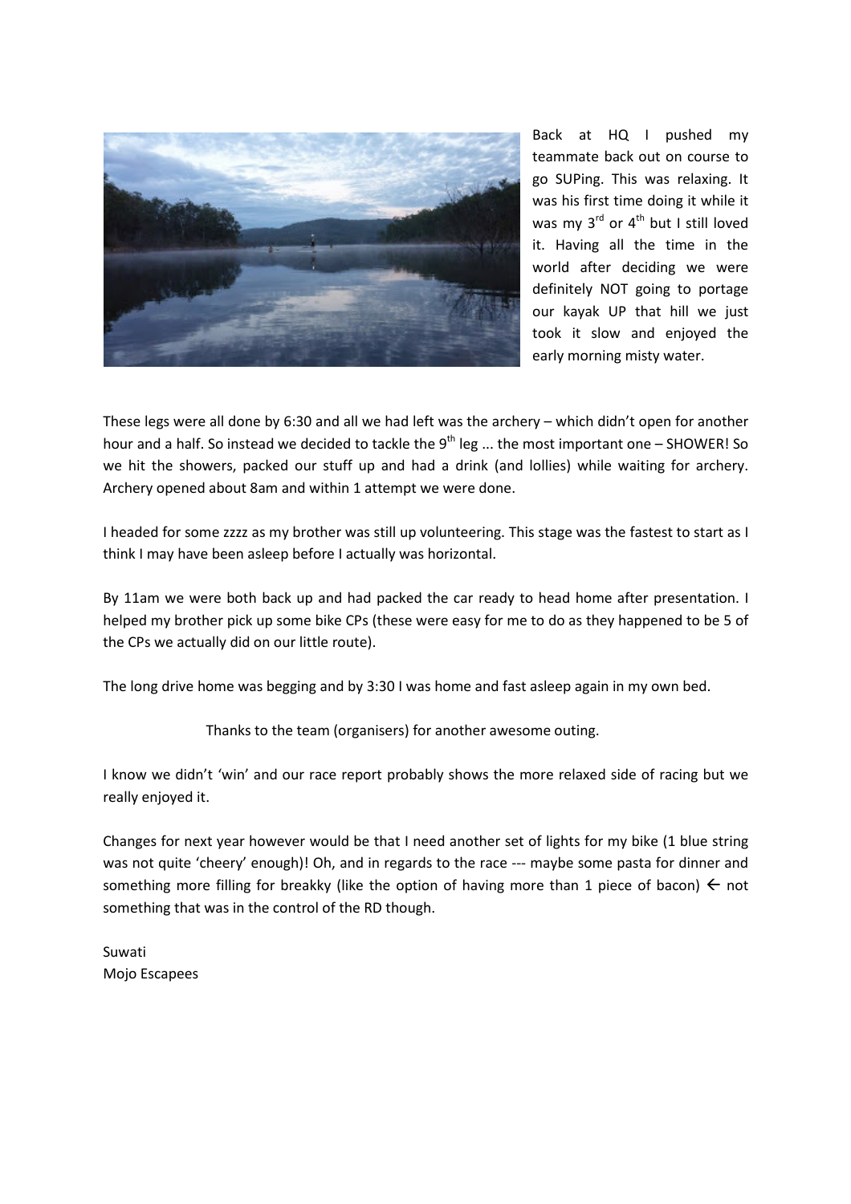Back at HQ I pushed my teammate back out on course to go SUPing. This was relaxing. It was his first time doing it while it was my 3rd or 4th but I still loved it. Having all the time in the world after deciding we were definitely NOT going to portage our kayak UP that hill we just took it slow and enjoyed the early morning misty water.

These legs were all done by 6:30 and all we had left was the archery – which didn't open for another hour and a half. So instead we decided to tackle the 9th leg ... the most important one – SHOWER! So we hit the showers, packed our stuff up and had a drink (and lollies) while waiting for archery. Archery opened about 8am and within 1 attempt we were done.

I headed for some zzzz as my brother was still up volunteering. This stage was the fastest to start as I think I may have been asleep before I actually was horizontal.

By 11am we were both back up and had packed the car ready to head home after presentation. I helped my brother pick up some bike CPs (these were easy for me to do as they happened to be 5 of the CPs we actually did on our little route).

The long drive home was begging and by 3:30 I was home and fast asleep again in my own bed.

Thanks to the team (organisers) for another awesome outing.

I know we didn't 'win' and our race report probably shows the more relaxed side of racing but we really enjoyed it.

Changes for next year however would be that I need another set of lights for my bike (1 blue string was not quite 'cheery' enough)! Oh, and in regards to the race --- maybe some pasta for dinner and something more filling for breakky (like the option of having more than 1 piece of bacon) ← not something that was in the control of the RD though.

Suwati
Mojo Escapees